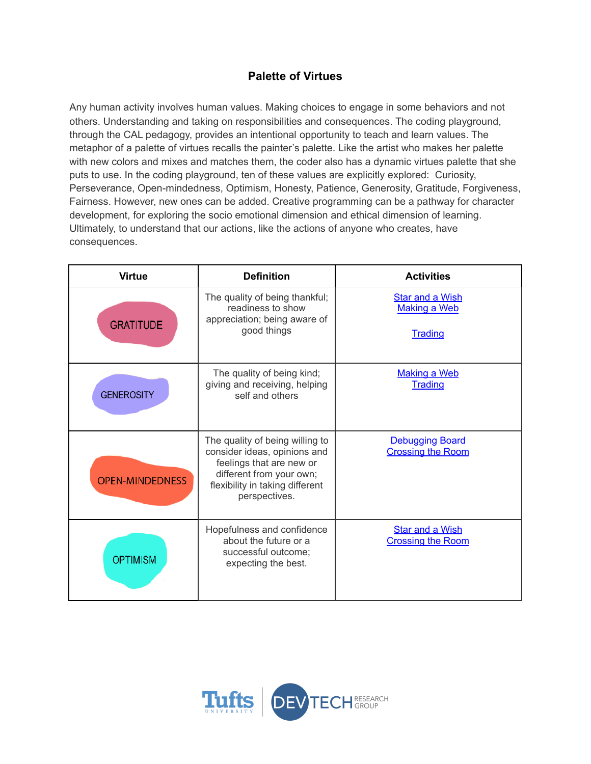# Palette of Virtues

Any human activity involves human values. Making choices to engage in some behaviors and not others. Understanding and taking on responsibilities and consequences. The coding playground, through the CAL pedagogy, provides an intentional opportunity to teach and learn values. The metaphor of a palette of virtues recalls the painter's palette. Like the artist who makes her palette with new colors and mixes and matches them, the coder also has a dynamic virtues palette that she puts to use. In the coding playground, ten of these values are explicitly explored: Curiosity, Perseverance, Open-mindedness, Optimism, Honesty, Patience, Generosity, Gratitude, Forgiveness, Fairness. However, new ones can be added. Creative programming can be a pathway for character development, for exploring the socio emotional dimension and ethical dimension of learning. Ultimately, to understand that our actions, like the actions of anyone who creates, have consequences.

| Virtue | Definition | Activities |
| --- | --- | --- |
| GRATITUDE | The quality of being thankful; readiness to show appreciation; being aware of good things | Star and a Wish<br>Making a Web<br><br>Trading |
| GENEROSITY | The quality of being kind; giving and receiving, helping self and others | Making a Web<br>Trading |
| OPEN-MINDEDNESS | The quality of being willing to consider ideas, opinions and feelings that are new or different from your own; flexibility in taking different perspectives. | Debugging Board<br>Crossing the Room |
| OPTIMISM | Hopefulness and confidence about the future or a successful outcome; expecting the best. | Star and a Wish<br>Crossing the Room |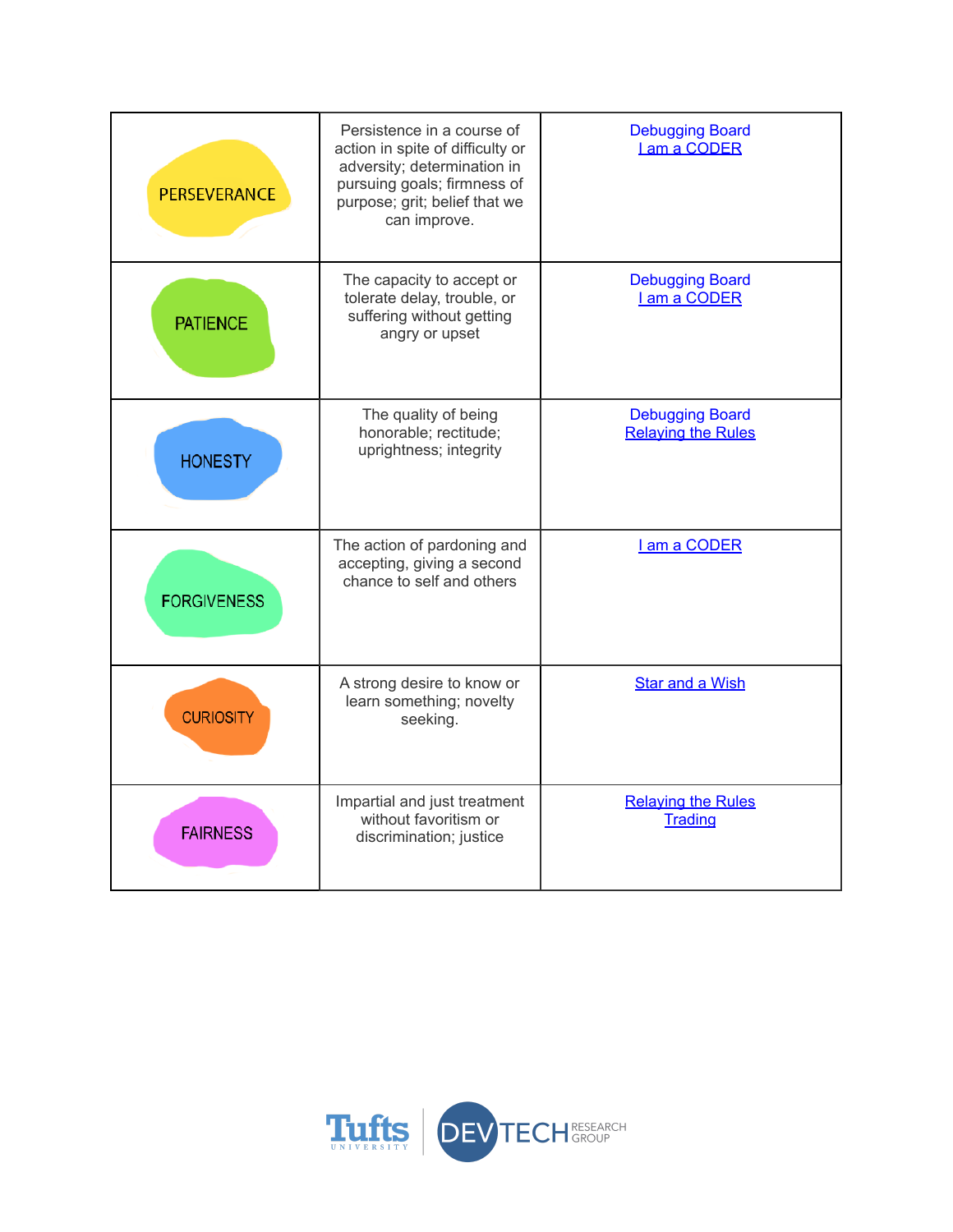| | | |
|---|---|---|
| PERSEVERANCE | Persistence in a course of action in spite of difficulty or adversity; determination in pursuing goals; firmness of purpose; grit; belief that we can improve. | Debugging Board<br>I am a CODER |
| PATIENCE | The capacity to accept or tolerate delay, trouble, or suffering without getting angry or upset | Debugging Board<br>I am a CODER |
| HONESTY | The quality of being honorable; rectitude; uprightness; integrity | Debugging Board<br>Relaying the Rules |
| FORGIVENESS | The action of pardoning and accepting, giving a second chance to self and others | I am a CODER |
| CURIOSITY | A strong desire to know or learn something; novelty seeking. | Star and a Wish |
| FAIRNESS | Impartial and just treatment without favoritism or discrimination; justice | Relaying the Rules<br>Trading |

Tufts University | DEVTECH RESEARCH GROUP